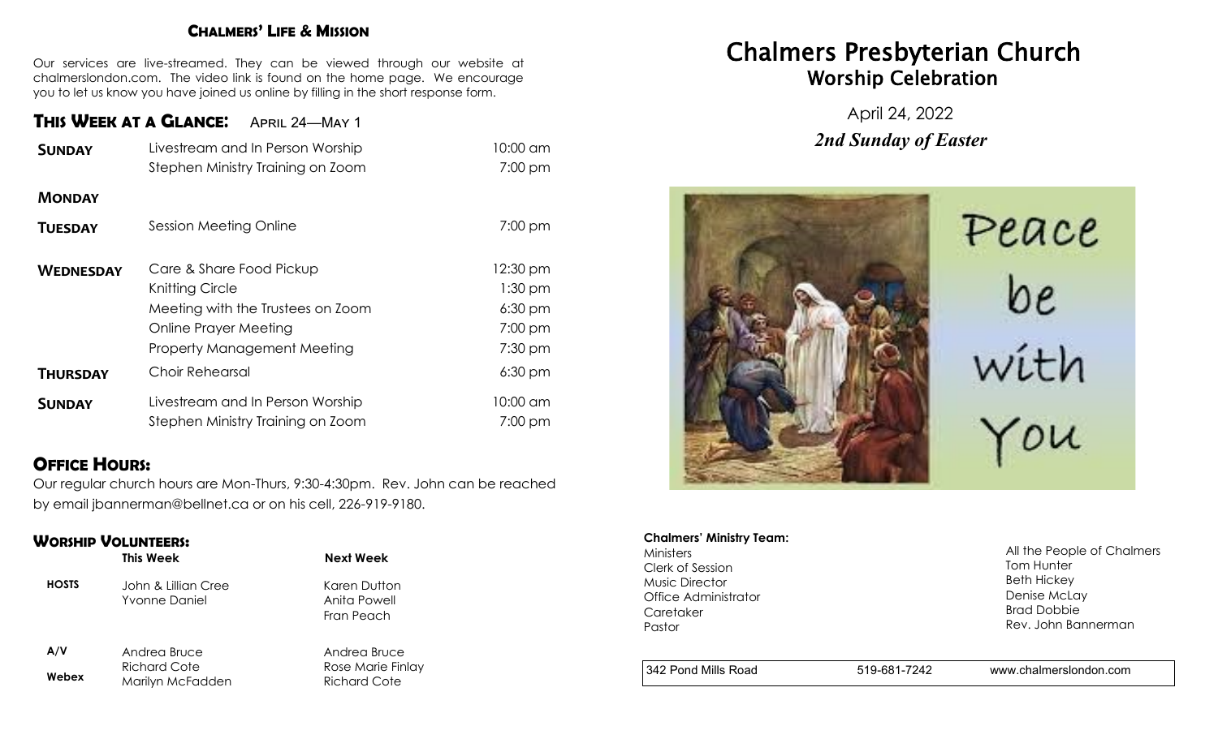## Chalmers' Life & Mission

Our services are live-streamed. They can be viewed through our website at chalmerslondon.com. The video link is found on the home page. We encourage you to let us know you have joined us online by filling in the short response form.

## This Week at a Glance: April 24—May 1

| | | |
|---|---|---|
| **Sunday** | Livestream and In Person Worship | 10:00 am |
| | Stephen Ministry Training on Zoom | 7:00 pm |
| **Monday** | | |
| **Tuesday** | Session Meeting Online | 7:00 pm |
| **Wednesday** | Care & Share Food Pickup | 12:30 pm |
| | Knitting Circle | 1:30 pm |
| | Meeting with the Trustees on Zoom | 6:30 pm |
| | Online Prayer Meeting | 7:00 pm |
| | Property Management Meeting | 7:30 pm |
| **Thursday** | Choir Rehearsal | 6:30 pm |
| **Sunday** | Livestream and In Person Worship | 10:00 am |
| | Stephen Ministry Training on Zoom | 7:00 pm |

## Office Hours:

Our regular church hours are Mon-Thurs, 9:30-4:30pm. Rev. John can be reached by email jbannerman@bellnet.ca or on his cell, 226-919-9180.

## Worship Volunteers:

| | This Week | Next Week |
|---|---|---|
| **HOSTS** | John & Lillian Cree<br>Yvonne Daniel | Karen Dutton<br>Anita Powell<br>Fran Peach |
| **A/V**<br>**Webex** | Andrea Bruce<br>Richard Cote<br>Marilyn McFadden | Andrea Bruce<br>Rose Marie Finlay<br>Richard Cote |

# Chalmers Presbyterian Church
## Worship Celebration

April 24, 2022

***2nd Sunday of Easter***

Peace be with You

**Chalmers' Ministry Team:**

| | |
|---|---|
| Ministers | All the People of Chalmers |
| Clerk of Session | Tom Hunter |
| Music Director | Beth Hickey |
| Office Administrator | Denise McLay |
| Caretaker | Brad Dobbie |
| Pastor | Rev. John Bannerman |

342 Pond Mills Road | 519-681-7242 | www.chalmerslondon.com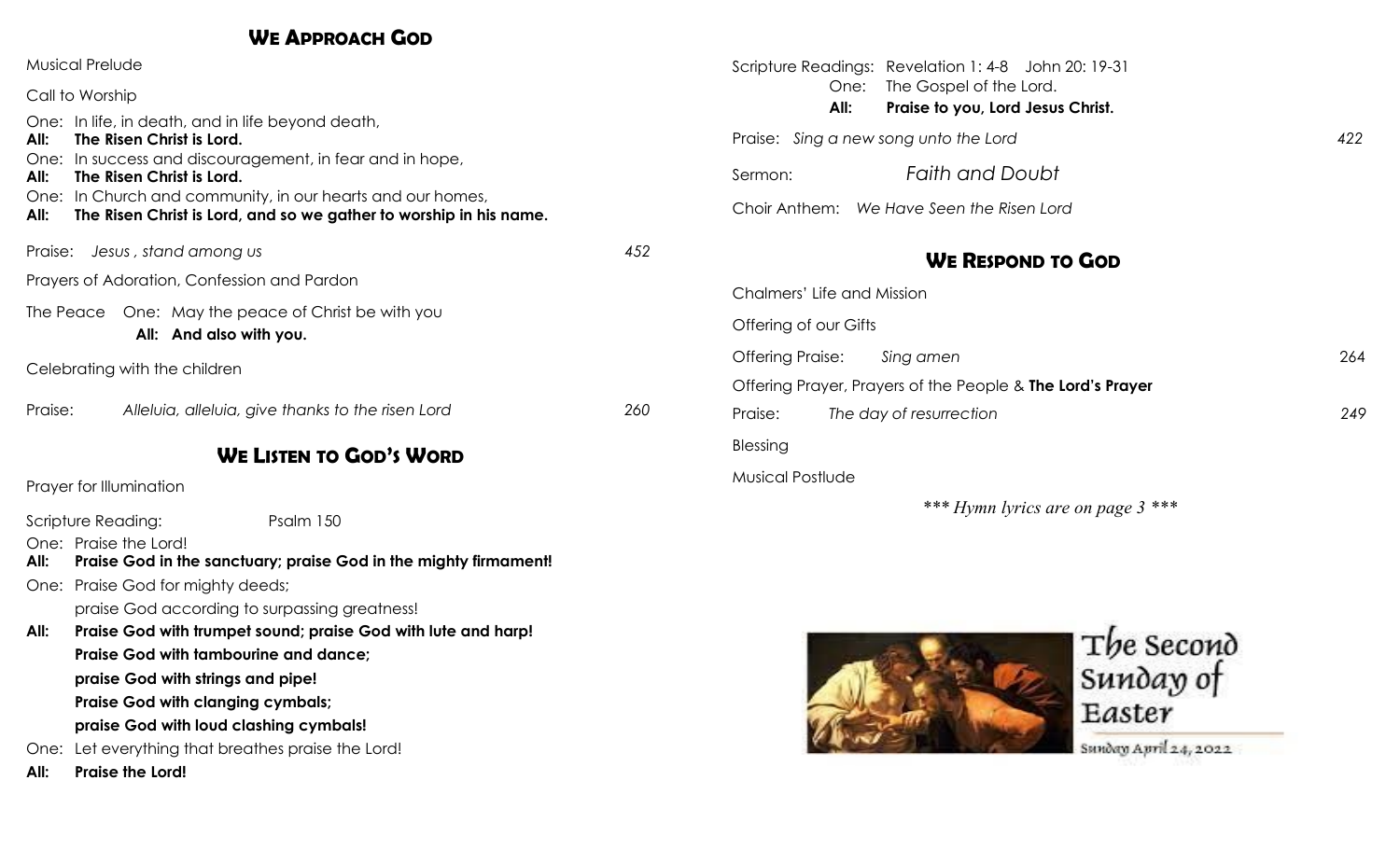## We Approach God

Musical Prelude

Call to Worship

One: In life, in death, and in life beyond death,
**All: The Risen Christ is Lord.**
One: In success and discouragement, in fear and in hope,
**All: The Risen Christ is Lord.**
One: In Church and community, in our hearts and our homes,
**All: The Risen Christ is Lord, and so we gather to worship in his name.**

Praise: *Jesus , stand among us* 452

Prayers of Adoration, Confession and Pardon

The Peace One: May the peace of Christ be with you
**All: And also with you.**

Celebrating with the children

Praise: *Alleluia, alleluia, give thanks to the risen Lord* 260

## We Listen to God's Word

Prayer for Illumination

Scripture Reading: Psalm 150

One: Praise the Lord!
**All: Praise God in the sanctuary; praise God in the mighty firmament!**
One: Praise God for mighty deeds;
praise God according to surpassing greatness!
**All: Praise God with trumpet sound; praise God with lute and harp!**
**Praise God with tambourine and dance;**
**praise God with strings and pipe!**
**Praise God with clanging cymbals;**
**praise God with loud clashing cymbals!**
One: Let everything that breathes praise the Lord!
**All: Praise the Lord!**

Scripture Readings: Revelation 1: 4-8 John 20: 19-31
One: The Gospel of the Lord.
**All: Praise to you, Lord Jesus Christ.**

Praise: *Sing a new song unto the Lord* 422

Sermon: *Faith and Doubt*

Choir Anthem: *We Have Seen the Risen Lord*

## We Respond to God

Chalmers' Life and Mission

Offering of our Gifts

Offering Praise: *Sing amen* 264

Offering Prayer, Prayers of the People & **The Lord's Prayer**

Praise: *The day of resurrection* 249

Blessing

Musical Postlude

****** Hymn lyrics are on page 3 ******

The Second Sunday of Easter

Sunday April 24, 2022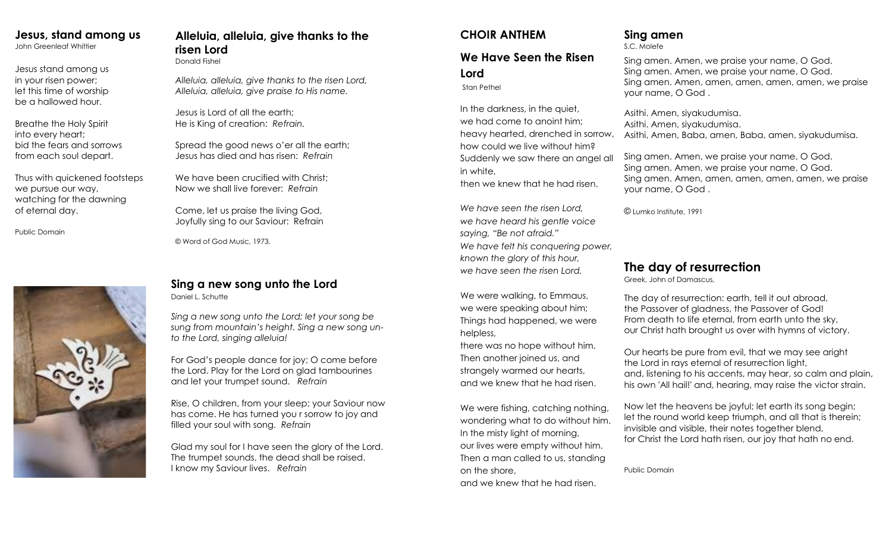## Jesus, stand among us

John Greenleaf Whittier

Jesus stand among us
in your risen power;
let this time of worship
be a hallowed hour.

Breathe the Holy Spirit
into every heart;
bid the fears and sorrows
from each soul depart.

Thus with quickened footsteps
we pursue our way,
watching for the dawning
of eternal day.

Public Domain

## Alleluia, alleluia, give thanks to the risen Lord

Donald Fishel

*Alleluia, alleluia, give thanks to the risen Lord,*
*Alleluia, alleluia, give praise to His name.*

Jesus is Lord of all the earth;
He is King of creation: *Refrain.*

Spread the good news o'er all the earth;
Jesus has died and has risen: *Refrain*

We have been crucified with Christ;
Now we shall live forever: *Refrain*

Come, let us praise the living God,
Joyfully sing to our Saviour: Refrain

© Word of God Music, 1973.

## Sing a new song unto the Lord

Daniel L. Schutte

*Sing a new song unto the Lord; let your song be sung from mountain's height. Sing a new song unto the Lord, singing alleluia!*

For God's people dance for joy; O come before the Lord. Play for the Lord on glad tambourines and let your trumpet sound. *Refrain*

Rise, O children, from your sleep; your Saviour now has come. He has turned you r sorrow to joy and filled your soul with song. *Refrain*

Glad my soul for I have seen the glory of the Lord. The trumpet sounds, the dead shall be raised. I know my Saviour lives. *Refrain*

## CHOIR ANTHEM

## We Have Seen the Risen Lord

Stan Pethel

In the darkness, in the quiet,
we had come to anoint him;
heavy hearted, drenched in sorrow,
how could we live without him?
Suddenly we saw there an angel all in white,
then we knew that he had risen.

*We have seen the risen Lord,*
*we have heard his gentle voice*
*saying, "Be not afraid."*
*We have felt his conquering power,*
*known the glory of this hour,*
*we have seen the risen Lord.*

We were walking, to Emmaus,
we were speaking about him;
Things had happened, we were helpless,
there was no hope without him.
Then another joined us, and
strangely warmed our hearts,
and we knew that he had risen.

We were fishing, catching nothing,
wondering what to do without him.
In the misty light of morning,
our lives were empty without him.
Then a man called to us, standing on the shore,
and we knew that he had risen.

## Sing amen

S.C. Molefe

Sing amen. Amen, we praise your name, O God.
Sing amen. Amen, we praise your name, O God.
Sing amen. Amen, amen, amen, amen, amen, we praise your name, O God .

Asithi. Amen, siyakudumisa.
Asithi. Amen, siyakudumisa.
Asithi, Amen, Baba, amen, Baba, amen, siyakudumisa.

Sing amen. Amen, we praise your name, O God.
Sing amen. Amen, we praise your name, O God.
Sing amen. Amen, amen, amen, amen, amen, we praise your name, O God .

© Lumko Institute, 1991

## The day of resurrection

Greek, John of Damascus,

The day of resurrection: earth, tell it out abroad,
the Passover of gladness, the Passover of God!
From death to life eternal, from earth unto the sky,
our Christ hath brought us over with hymns of victory.

Our hearts be pure from evil, that we may see aright
the Lord in rays eternal of resurrection light,
and, listening to his accents, may hear, so calm and plain,
his own 'All hail!' and, hearing, may raise the victor strain.

Now let the heavens be joyful; let earth its song begin;
let the round world keep triumph, and all that is therein;
invisible and visible, their notes together blend,
for Christ the Lord hath risen, our joy that hath no end.

Public Domain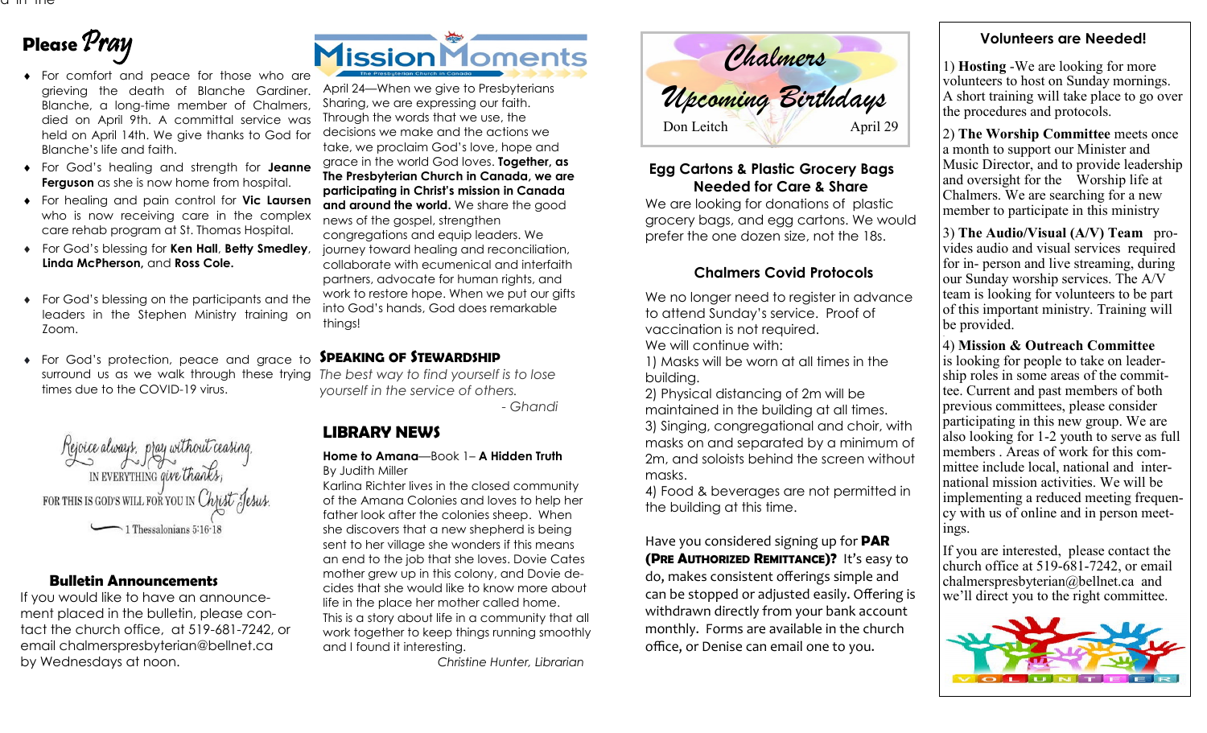## Please *Pray*

- For comfort and peace for those who are grieving the death of Blanche Gardiner. Blanche, a long-time member of Chalmers, died on April 9th. A committal service was held on April 14th. We give thanks to God for Blanche's life and faith.
- For God's healing and strength for **Jeanne Ferguson** as she is now home from hospital.
- For healing and pain control for **Vic Laursen** who is now receiving care in the complex care rehab program at St. Thomas Hospital.
- For God's blessing for **Ken Hall**, **Betty Smedley**, **Linda McPherson**, and **Ross Cole.**
- For God's blessing on the participants and the leaders in the Stephen Ministry training on Zoom.
- For God's protection, peace and grace to surround us as we walk through these trying times due to the COVID-19 virus.

Rejoice always, pray without ceasing, in everything give thanks; for this is God's will for you in Christ Jesus.
— 1 Thessalonians 5:16-18

### Bulletin Announcements

If you would like to have an announcement placed in the bulletin, please contact the church office, at 519-681-7242, or email chalmerspresbyterian@bellnet.ca by Wednesdays at noon.

## Mission Moments

The Presbyterian Church in Canada

April 24—When we give to Presbyterians Sharing, we are expressing our faith. Through the words that we use, the decisions we make and the actions we take, we proclaim God's love, hope and grace in the world God loves. **Together, as The Presbyterian Church in Canada, we are participating in Christ's mission in Canada and around the world.** We share the good news of the gospel, strengthen congregations and equip leaders. We journey toward healing and reconciliation, collaborate with ecumenical and interfaith partners, advocate for human rights, and work to restore hope. When we put our gifts into God's hands, God does remarkable things!

### Speaking of Stewardship

*The best way to find yourself is to lose yourself in the service of others.*
*- Ghandi*

### LIBRARY NEWS

**Home to Amana**—Book 1– **A Hidden Truth**
By Judith Miller
Karlina Richter lives in the closed community of the Amana Colonies and loves to help her father look after the colonies sheep. When she discovers that a new shepherd is being sent to her village she wonders if this means an end to the job that she loves. Dovie Cates mother grew up in this colony, and Dovie decides that she would like to know more about life in the place her mother called home. This is a story about life in a community that all work together to keep things running smoothly and I found it interesting.

*Christine Hunter, Librarian*

### *Chalmers Upcoming Birthdays*

Don Leitch — April 29

### Egg Cartons & Plastic Grocery Bags Needed for Care & Share

We are looking for donations of plastic grocery bags, and egg cartons. We would prefer the one dozen size, not the 18s.

### Chalmers Covid Protocols

We no longer need to register in advance to attend Sunday's service. Proof of vaccination is not required.
We will continue with:
1) Masks will be worn at all times in the building.
2) Physical distancing of 2m will be maintained in the building at all times.
3) Singing, congregational and choir, with masks on and separated by a minimum of 2m, and soloists behind the screen without masks.
4) Food & beverages are not permitted in the building at this time.

Have you considered signing up for **PAR (Pre Authorized Remittance)?** It's easy to do, makes consistent offerings simple and can be stopped or adjusted easily. Offering is withdrawn directly from your bank account monthly. Forms are available in the church office, or Denise can email one to you.

### Volunteers are Needed!

1) **Hosting** -We are looking for more volunteers to host on Sunday mornings. A short training will take place to go over the procedures and protocols.

2) **The Worship Committee** meets once a month to support our Minister and Music Director, and to provide leadership and oversight for the Worship life at Chalmers. We are searching for a new member to participate in this ministry

3) **The Audio/Visual (A/V) Team** provides audio and visual services required for in- person and live streaming, during our Sunday worship services. The A/V team is looking for volunteers to be part of this important ministry. Training will be provided.

4) **Mission & Outreach Committee** is looking for people to take on leadership roles in some areas of the committee. Current and past members of both previous committees, please consider participating in this new group. We are also looking for 1-2 youth to serve as full members . Areas of work for this committee include local, national and international mission activities. We will be implementing a reduced meeting frequency with us of online and in person meetings.

If you are interested, please contact the church office at 519-681-7242, or email chalmerspresbyterian@bellnet.ca and we'll direct you to the right committee.

VOLUNTEER